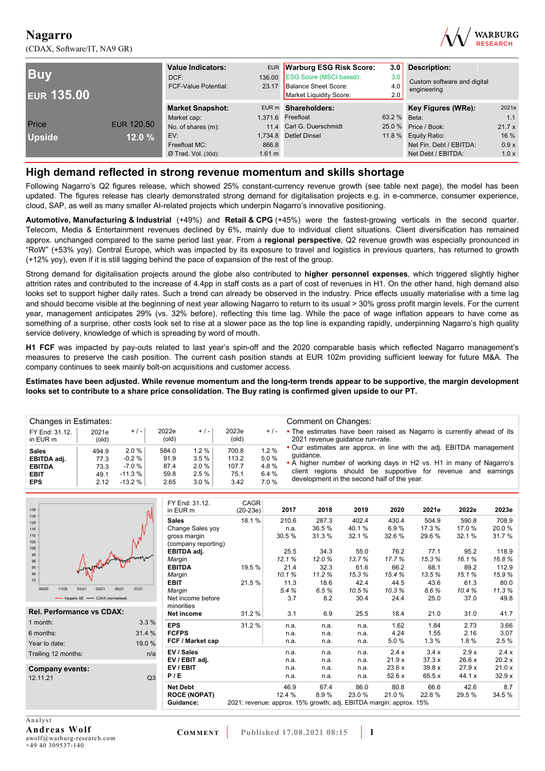# Nagarro

(CDAX, Software/IT, NA9 GR)

| Buy | |
|---|---|
| EUR 135.00 | |
| Price | EUR 120.50 |
| Upside | 12.0 % |

| Value Indicators: | EUR |
|---|---|
| DCF: | 136.00 |
| FCF-Value Potential: | 23.17 |

| Warburg ESG Risk Score: | 3.0 |
|---|---|
| ESG Score (MSCI based): | 3.0 |
| Balance Sheet Score: | 4.0 |
| Market Liquidity Score: | 2.0 |

| Description: |
|---|
| Custom software and digital engineering |

| Market Snapshot: | EUR m |
|---|---|
| Market cap: | 1,371.6 |
| No. of shares (m): | 11.4 |
| EV: | 1,734.8 |
| Freefloat MC: | 866.8 |
| Ø Trad. Vol. (30d): | 1.61 m |

| Shareholders: | |
|---|---|
| Freefloat | 63.2 % |
| Carl G. Duerschmidt | 25.0 % |
| Detlef Dinsel | 11.8 % |

| Key Figures (WRe): | 2021e |
|---|---|
| Beta: | 1.1 |
| Price / Book: | 21.7 x |
| Equity Ratio: | 16 % |
| Net Fin. Debt / EBITDA: | 0.9 x |
| Net Debt / EBITDA: | 1.0 x |

## High demand reflected in strong revenue momentum and skills shortage

Following Nagarro's Q2 figures release, which showed 25% constant-currency revenue growth (see table next page), the model has been updated. The figures release has clearly demonstrated strong demand for digitalisation projects e.g. in e-commerce, consumer experience, cloud, SAP, as well as many smaller AI-related projects which underpin Nagarro's innovative positioning.

**Automotive, Manufacturing & Industrial** (+49%) and **Retail & CPG** (+45%) were the fastest-growing verticals in the second quarter. Telecom, Media & Entertainment revenues declined by 6%, mainly due to individual client situations. Client diversification has remained approx. unchanged compared to the same period last year. From a **regional perspective**, Q2 revenue growth was especially pronounced in "RoW" (+53% yoy). Central Europe, which was impacted by its exposure to travel and logistics in previous quarters, has returned to growth (+12% yoy), even if it is still lagging behind the pace of expansion of the rest of the group.

Strong demand for digitalisation projects around the globe also contributed to **higher personnel expenses**, which triggered slightly higher attrition rates and contributed to the increase of 4.4pp in staff costs as a part of cost of revenues in H1. On the other hand, high demand also looks set to support higher daily rates. Such a trend can already be observed in the industry. Price effects usually materialise with a time lag and should become visible at the beginning of next year allowing Nagarro to return to its usual > 30% gross profit margin levels. For the current year, management anticipates 29% (vs. 32% before), reflecting this time lag. While the pace of wage inflation appears to have come as something of a surprise, other costs look set to rise at a slower pace as the top line is expanding rapidly, underpinning Nagarro's high quality service delivery, knowledge of which is spreading by word of mouth.

**H1 FCF** was impacted by pay-outs related to last year's spin-off and the 2020 comparable basis which reflected Nagarro management's measures to preserve the cash position. The current cash position stands at EUR 102m providing sufficient leeway for future M&A. The company continues to seek mainly bolt-on acquisitions and customer access.

**Estimates have been adjusted. While revenue momentum and the long-term trends appear to be supportive, the margin development looks set to contribute to a share price consolidation. The Buy rating is confirmed given upside to our PT.**

Changes in Estimates:

| FY End: 31.12. in EUR m | 2021e (old) | + / - | 2022e (old) | + / - | 2023e (old) | + / - |
|---|---|---|---|---|---|---|
| **Sales** | 494.9 | 2.0 % | 584.0 | 1.2 % | 700.8 | 1.2 % |
| **EBITDA adj.** | 77.3 | -0.2 % | 91.9 | 3.5 % | 113.2 | 5.0 % |
| **EBITDA** | 73.3 | -7.0 % | 87.4 | 2.0 % | 107.7 | 4.8 % |
| **EBIT** | 49.1 | -11.3 % | 59.8 | 2.5 % | 75.1 | 6.4 % |
| **EPS** | 2.12 | -13.2 % | 2.65 | 3.0 % | 3.42 | 7.0 % |

Comment on Changes:

- The estimates have been raised as Nagarro is currently ahead of its 2021 revenue guidance run-rate.
- Our estimates are approx. in line with the adj. EBITDA management guidance.
- A higher number of working days in H2 vs. H1 in many of Nagarro's client regions should be supportive for revenue and earnings development in the second half of the year.

| Rel. Performance vs CDAX: | |
|---|---|
| 1 month: | 3.3 % |
| 6 months: | 31.4 % |
| Year to date: | 19.0 % |
| Trailing 12 months: | n/a |

| Company events: | |
|---|---|
| 12.11.21 | Q3 |

| FY End: 31.12. in EUR m | CAGR (20-23e) | 2017 | 2018 | 2019 | 2020 | 2021e | 2022e | 2023e |
|---|---|---|---|---|---|---|---|---|
| **Sales** | 18.1 % | 210.6 | 287.3 | 402.4 | 430.4 | 504.9 | 590.8 | 708.9 |
| Change Sales yoy | | n.a. | 36.5 % | 40.1 % | 6.9 % | 17.3 % | 17.0 % | 20.0 % |
| gross margin (company reporting) | | 30.5 % | 31.3 % | 32.1 % | 32.6 % | 29.6 % | 32.1 % | 31.7 % |
| **EBITDA adj.** | | 25.5 | 34.3 | 55.0 | 76.2 | 77.1 | 95.2 | 118.9 |
| *Margin* | | 12.1 % | 12.0 % | 13.7 % | 17.7 % | 15.3 % | 16.1 % | 16.8 % |
| **EBITDA** | 19.5 % | 21.4 | 32.3 | 61.6 | 66.2 | 68.1 | 89.2 | 112.9 |
| *Margin* | | 10.1 % | 11.2 % | 15.3 % | 15.4 % | 13.5 % | 15.1 % | 15.9 % |
| **EBIT** | 21.5 % | 11.3 | 18.6 | 42.4 | 44.5 | 43.6 | 61.3 | 80.0 |
| *Margin* | | 5.4 % | 6.5 % | 10.5 % | 10.3 % | 8.6 % | 10.4 % | 11.3 % |
| Net income before minorities | | 3.7 | 8.2 | 30.4 | 24.4 | 25.0 | 37.0 | 49.8 |
| **Net income** | 31.2 % | 3.1 | 6.9 | 25.5 | 18.4 | 21.0 | 31.0 | 41.7 |
| **EPS** | 31.2 % | n.a. | n.a. | n.a. | 1.62 | 1.84 | 2.73 | 3.66 |
| **FCFPS** | | n.a. | n.a. | n.a. | 4.24 | 1.55 | 2.16 | 3.07 |
| **FCF / Market cap** | | n.a. | n.a. | n.a. | 5.0 % | 1.3 % | 1.8 % | 2.5 % |
| **EV / Sales** | | n.a. | n.a. | n.a. | 2.4 x | 3.4 x | 2.9 x | 2.4 x |
| **EV / EBIT adj.** | | n.a. | n.a. | n.a. | 21.9 x | 37.3 x | 26.6 x | 20.2 x |
| **EV / EBIT** | | n.a. | n.a. | n.a. | 23.6 x | 39.8 x | 27.9 x | 21.0 x |
| **P / E** | | n.a. | n.a. | n.a. | 52.6 x | 65.5 x | 44.1 x | 32.9 x |
| **Net Debt** | | 46.9 | 67.4 | 86.0 | 80.8 | 66.6 | 42.6 | 8.7 |
| **ROCE (NOPAT)** | | 12.4 % | 8.9 % | 23.0 % | 21.0 % | 22.8 % | 29.5 % | 34.5 % |
| **Guidance:** | 2021: revenue: approx. 15% growth; adj. EBITDA margin: approx. 15% | | | | | | | |

Analyst
**Andreas Wolf**
awolf@warburg-research.com
+49 40 309537-140

COMMENT | Published 17.08.2021 08:15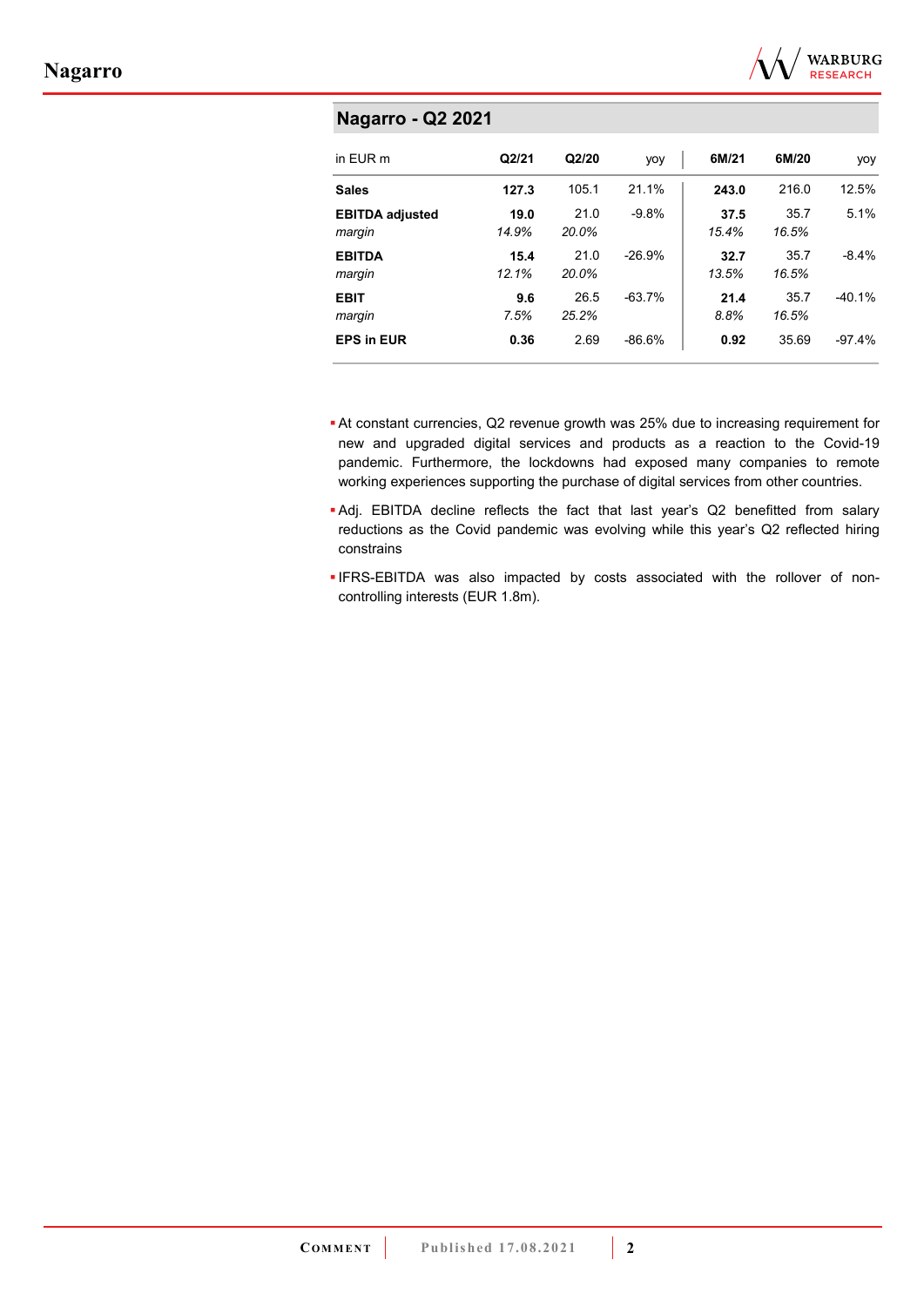## Nagarro - Q2 2021

| in EUR m | Q2/21 | Q2/20 | yoy | 6M/21 | 6M/20 | yoy |
|---|---|---|---|---|---|---|
| **Sales** | **127.3** | 105.1 | 21.1% | **243.0** | 216.0 | 12.5% |
| **EBITDA adjusted** | **19.0** | 21.0 | -9.8% | **37.5** | 35.7 | 5.1% |
| *margin* | *14.9%* | *20.0%* | | *15.4%* | *16.5%* | |
| **EBITDA** | **15.4** | 21.0 | -26.9% | **32.7** | 35.7 | -8.4% |
| *margin* | *12.1%* | *20.0%* | | *13.5%* | *16.5%* | |
| **EBIT** | **9.6** | 26.5 | -63.7% | **21.4** | 35.7 | -40.1% |
| *margin* | *7.5%* | *25.2%* | | *8.8%* | *16.5%* | |
| **EPS in EUR** | **0.36** | 2.69 | -86.6% | **0.92** | 35.69 | -97.4% |

- At constant currencies, Q2 revenue growth was 25% due to increasing requirement for new and upgraded digital services and products as a reaction to the Covid-19 pandemic. Furthermore, the lockdowns had exposed many companies to remote working experiences supporting the purchase of digital services from other countries.
- Adj. EBITDA decline reflects the fact that last year's Q2 benefitted from salary reductions as the Covid pandemic was evolving while this year's Q2 reflected hiring constrains
- IFRS-EBITDA was also impacted by costs associated with the rollover of non-controlling interests (EUR 1.8m).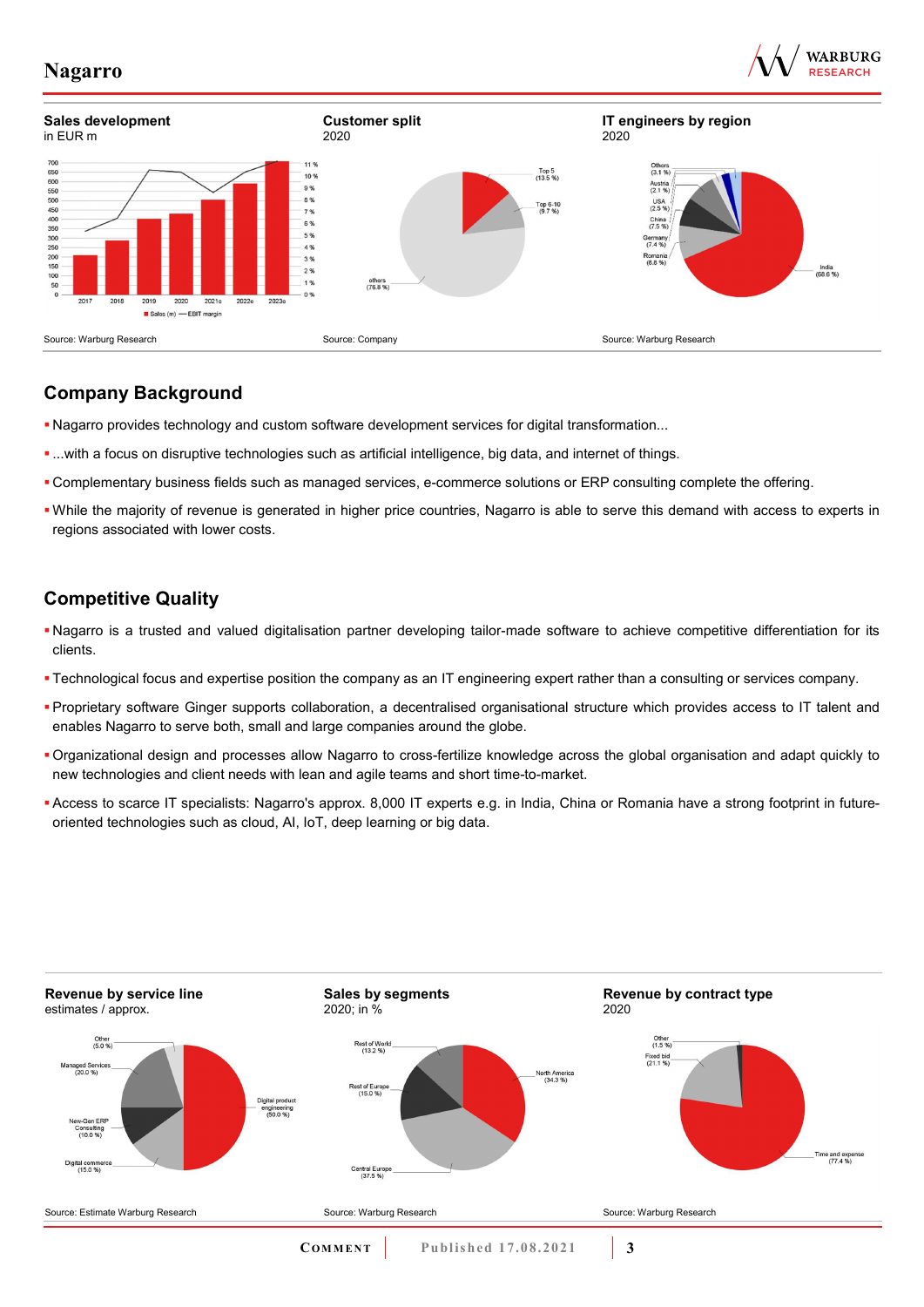**Sales development**
in EUR m

Source: Warburg Research

**Customer split**
2020

Source: Company

**IT engineers by region**
2020

Source: Warburg Research

## Company Background

- Nagarro provides technology and custom software development services for digital transformation...
- ...with a focus on disruptive technologies such as artificial intelligence, big data, and internet of things.
- Complementary business fields such as managed services, e-commerce solutions or ERP consulting complete the offering.
- While the majority of revenue is generated in higher price countries, Nagarro is able to serve this demand with access to experts in regions associated with lower costs.

## Competitive Quality

- Nagarro is a trusted and valued digitalisation partner developing tailor-made software to achieve competitive differentiation for its clients.
- Technological focus and expertise position the company as an IT engineering expert rather than a consulting or services company.
- Proprietary software Ginger supports collaboration, a decentralised organisational structure which provides access to IT talent and enables Nagarro to serve both, small and large companies around the globe.
- Organizational design and processes allow Nagarro to cross-fertilize knowledge across the global organisation and adapt quickly to new technologies and client needs with lean and agile teams and short time-to-market.
- Access to scarce IT specialists: Nagarro's approx. 8,000 IT experts e.g. in India, China or Romania have a strong footprint in future-oriented technologies such as cloud, AI, IoT, deep learning or big data.

**Revenue by service line**
estimates / approx.

Source: Estimate Warburg Research

**Sales by segments**
2020; in %

Source: Warburg Research

**Revenue by contract type**
2020

Source: Warburg Research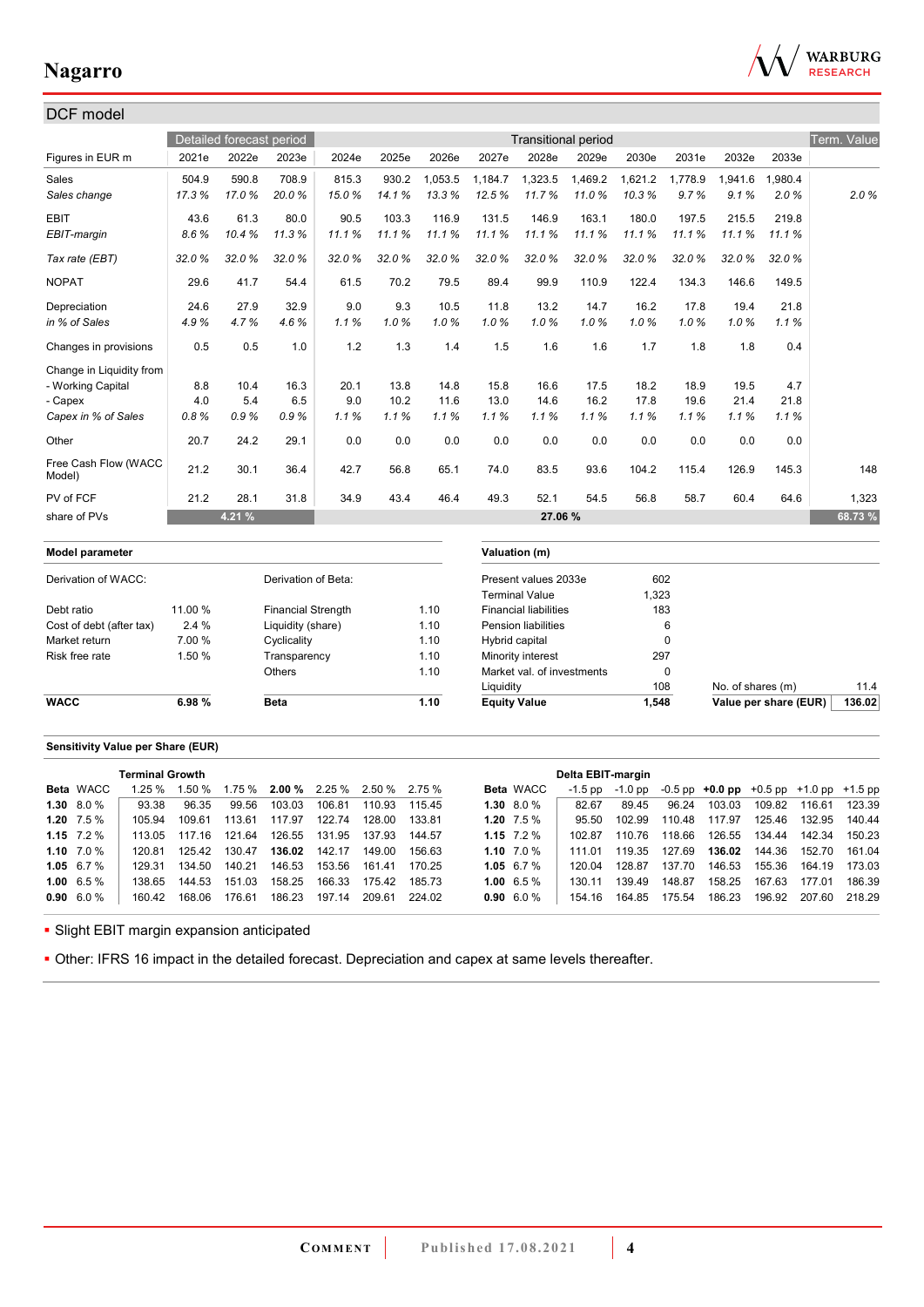## DCF model

| Figures in EUR m | Detailed forecast period | | | Transitional period | | | | | | | | | | Term. Value |
|---|---|---|---|---|---|---|---|---|---|---|---|---|---|---|
| | 2021e | 2022e | 2023e | 2024e | 2025e | 2026e | 2027e | 2028e | 2029e | 2030e | 2031e | 2032e | 2033e | |
| Sales | 504.9 | 590.8 | 708.9 | 815.3 | 930.2 | 1,053.5 | 1,184.7 | 1,323.5 | 1,469.2 | 1,621.2 | 1,778.9 | 1,941.6 | 1,980.4 | |
| *Sales change* | *17.3 %* | *17.0 %* | *20.0 %* | *15.0 %* | *14.1 %* | *13.3 %* | *12.5 %* | *11.7 %* | *11.0 %* | *10.3 %* | *9.7 %* | *9.1 %* | *2.0 %* | *2.0 %* |
| EBIT | 43.6 | 61.3 | 80.0 | 90.5 | 103.3 | 116.9 | 131.5 | 146.9 | 163.1 | 180.0 | 197.5 | 215.5 | 219.8 | |
| *EBIT-margin* | *8.6 %* | *10.4 %* | *11.3 %* | *11.1 %* | *11.1 %* | *11.1 %* | *11.1 %* | *11.1 %* | *11.1 %* | *11.1 %* | *11.1 %* | *11.1 %* | *11.1 %* | |
| *Tax rate (EBT)* | *32.0 %* | *32.0 %* | *32.0 %* | *32.0 %* | *32.0 %* | *32.0 %* | *32.0 %* | *32.0 %* | *32.0 %* | *32.0 %* | *32.0 %* | *32.0 %* | *32.0 %* | |
| NOPAT | 29.6 | 41.7 | 54.4 | 61.5 | 70.2 | 79.5 | 89.4 | 99.9 | 110.9 | 122.4 | 134.3 | 146.6 | 149.5 | |
| Depreciation | 24.6 | 27.9 | 32.9 | 9.0 | 9.3 | 10.5 | 11.8 | 13.2 | 14.7 | 16.2 | 17.8 | 19.4 | 21.8 | |
| *in % of Sales* | *4.9 %* | *4.7 %* | *4.6 %* | *1.1 %* | *1.0 %* | *1.0 %* | *1.0 %* | *1.0 %* | *1.0 %* | *1.0 %* | *1.0 %* | *1.0 %* | *1.1 %* | |
| Changes in provisions | 0.5 | 0.5 | 1.0 | 1.2 | 1.3 | 1.4 | 1.5 | 1.6 | 1.6 | 1.7 | 1.8 | 1.8 | 0.4 | |
| Change in Liquidity from | | | | | | | | | | | | | | |
| - Working Capital | 8.8 | 10.4 | 16.3 | 20.1 | 13.8 | 14.8 | 15.8 | 16.6 | 17.5 | 18.2 | 18.9 | 19.5 | 4.7 | |
| - Capex | 4.0 | 5.4 | 6.5 | 9.0 | 10.2 | 11.6 | 13.0 | 14.6 | 16.2 | 17.8 | 19.6 | 21.4 | 21.8 | |
| *Capex in % of Sales* | *0.8 %* | *0.9 %* | *0.9 %* | *1.1 %* | *1.1 %* | *1.1 %* | *1.1 %* | *1.1 %* | *1.1 %* | *1.1 %* | *1.1 %* | *1.1 %* | *1.1 %* | |
| Other | 20.7 | 24.2 | 29.1 | 0.0 | 0.0 | 0.0 | 0.0 | 0.0 | 0.0 | 0.0 | 0.0 | 0.0 | 0.0 | |
| Free Cash Flow (WACC Model) | 21.2 | 30.1 | 36.4 | 42.7 | 56.8 | 65.1 | 74.0 | 83.5 | 93.6 | 104.2 | 115.4 | 126.9 | 145.3 | 148 |
| PV of FCF | 21.2 | 28.1 | 31.8 | 34.9 | 43.4 | 46.4 | 49.3 | 52.1 | 54.5 | 56.8 | 58.7 | 60.4 | 64.6 | 1,323 |
| share of PVs | | 4.21 % | | | | | | 27.06 % | | | | | | 68.73 % |

### Model parameter

| Derivation of WACC: | | Derivation of Beta: | |
|---|---|---|---|
| Debt ratio | 11.00 % | Financial Strength | 1.10 |
| Cost of debt (after tax) | 2.4 % | Liquidity (share) | 1.10 |
| Market return | 7.00 % | Cyclicality | 1.10 |
| Risk free rate | 1.50 % | Transparency | 1.10 |
| | | Others | 1.10 |
| **WACC** | **6.98 %** | **Beta** | **1.10** |

### Valuation (m)

| | | | |
|---|---|---|---|
| Present values 2033e | 602 | | |
| Terminal Value | 1,323 | | |
| Financial liabilities | 183 | | |
| Pension liabilities | 6 | | |
| Hybrid capital | 0 | | |
| Minority interest | 297 | | |
| Market val. of investments | 0 | | |
| Liquidity | 108 | No. of shares (m) | 11.4 |
| **Equity Value** | **1,548** | **Value per share (EUR)** | **136.02** |

### Sensitivity Value per Share (EUR)

| Beta | WACC | Terminal Growth 1.25 % | 1.50 % | 1.75 % | **2.00 %** | 2.25 % | 2.50 % | 2.75 % |
|---|---|---|---|---|---|---|---|---|
| **1.30** | 8.0 % | 93.38 | 96.35 | 99.56 | 103.03 | 106.81 | 110.93 | 115.45 |
| **1.20** | 7.5 % | 105.94 | 109.61 | 113.61 | 117.97 | 122.74 | 128.00 | 133.81 |
| **1.15** | 7.2 % | 113.05 | 117.16 | 121.64 | 126.55 | 131.95 | 137.93 | 144.57 |
| **1.10** | 7.0 % | 120.81 | 125.42 | 130.47 | **136.02** | 142.17 | 149.00 | 156.63 |
| **1.05** | 6.7 % | 129.31 | 134.50 | 140.21 | 146.53 | 153.56 | 161.41 | 170.25 |
| **1.00** | 6.5 % | 138.65 | 144.53 | 151.03 | 158.25 | 166.33 | 175.42 | 185.73 |
| **0.90** | 6.0 % | 160.42 | 168.06 | 176.61 | 186.23 | 197.14 | 209.61 | 224.02 |

| Beta | WACC | Delta EBIT-margin -1.5 pp | -1.0 pp | -0.5 pp | **+0.0 pp** | +0.5 pp | +1.0 pp | +1.5 pp |
|---|---|---|---|---|---|---|---|---|
| **1.30** | 8.0 % | 82.67 | 89.45 | 96.24 | 103.03 | 109.82 | 116.61 | 123.39 |
| **1.20** | 7.5 % | 95.50 | 102.99 | 110.48 | 117.97 | 125.46 | 132.95 | 140.44 |
| **1.15** | 7.2 % | 102.87 | 110.76 | 118.66 | 126.55 | 134.44 | 142.34 | 150.23 |
| **1.10** | 7.0 % | 111.01 | 119.35 | 127.69 | **136.02** | 144.36 | 152.70 | 161.04 |
| **1.05** | 6.7 % | 120.04 | 128.87 | 137.70 | 146.53 | 155.36 | 164.19 | 173.03 |
| **1.00** | 6.5 % | 130.11 | 139.49 | 148.87 | 158.25 | 167.63 | 177.01 | 186.39 |
| **0.90** | 6.0 % | 154.16 | 164.85 | 175.54 | 186.23 | 196.92 | 207.60 | 218.29 |

- Slight EBIT margin expansion anticipated
- Other: IFRS 16 impact in the detailed forecast. Depreciation and capex at same levels thereafter.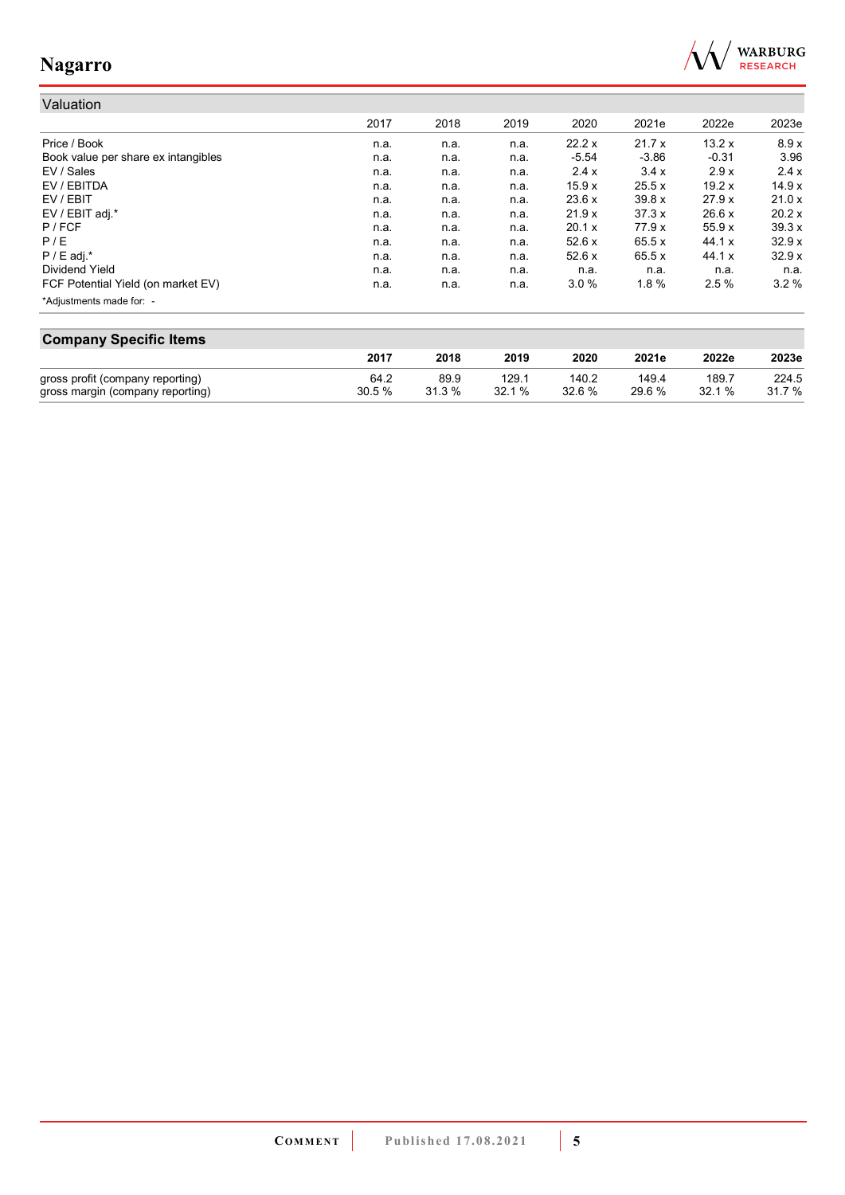## Valuation

| | 2017 | 2018 | 2019 | 2020 | 2021e | 2022e | 2023e |
|---|---|---|---|---|---|---|---|
| Price / Book | n.a. | n.a. | n.a. | 22.2 x | 21.7 x | 13.2 x | 8.9 x |
| Book value per share ex intangibles | n.a. | n.a. | n.a. | -5.54 | -3.86 | -0.31 | 3.96 |
| EV / Sales | n.a. | n.a. | n.a. | 2.4 x | 3.4 x | 2.9 x | 2.4 x |
| EV / EBITDA | n.a. | n.a. | n.a. | 15.9 x | 25.5 x | 19.2 x | 14.9 x |
| EV / EBIT | n.a. | n.a. | n.a. | 23.6 x | 39.8 x | 27.9 x | 21.0 x |
| EV / EBIT adj.* | n.a. | n.a. | n.a. | 21.9 x | 37.3 x | 26.6 x | 20.2 x |
| P / FCF | n.a. | n.a. | n.a. | 20.1 x | 77.9 x | 55.9 x | 39.3 x |
| P / E | n.a. | n.a. | n.a. | 52.6 x | 65.5 x | 44.1 x | 32.9 x |
| P / E adj.* | n.a. | n.a. | n.a. | 52.6 x | 65.5 x | 44.1 x | 32.9 x |
| Dividend Yield | n.a. | n.a. | n.a. | n.a. | n.a. | n.a. | n.a. |
| FCF Potential Yield (on market EV) | n.a. | n.a. | n.a. | 3.0 % | 1.8 % | 2.5 % | 3.2 % |

*Adjustments made for: -

## Company Specific Items

| | 2017 | 2018 | 2019 | 2020 | 2021e | 2022e | 2023e |
|---|---|---|---|---|---|---|---|
| gross profit (company reporting) | 64.2 | 89.9 | 129.1 | 140.2 | 149.4 | 189.7 | 224.5 |
| gross margin (company reporting) | 30.5 % | 31.3 % | 32.1 % | 32.6 % | 29.6 % | 32.1 % | 31.7 % |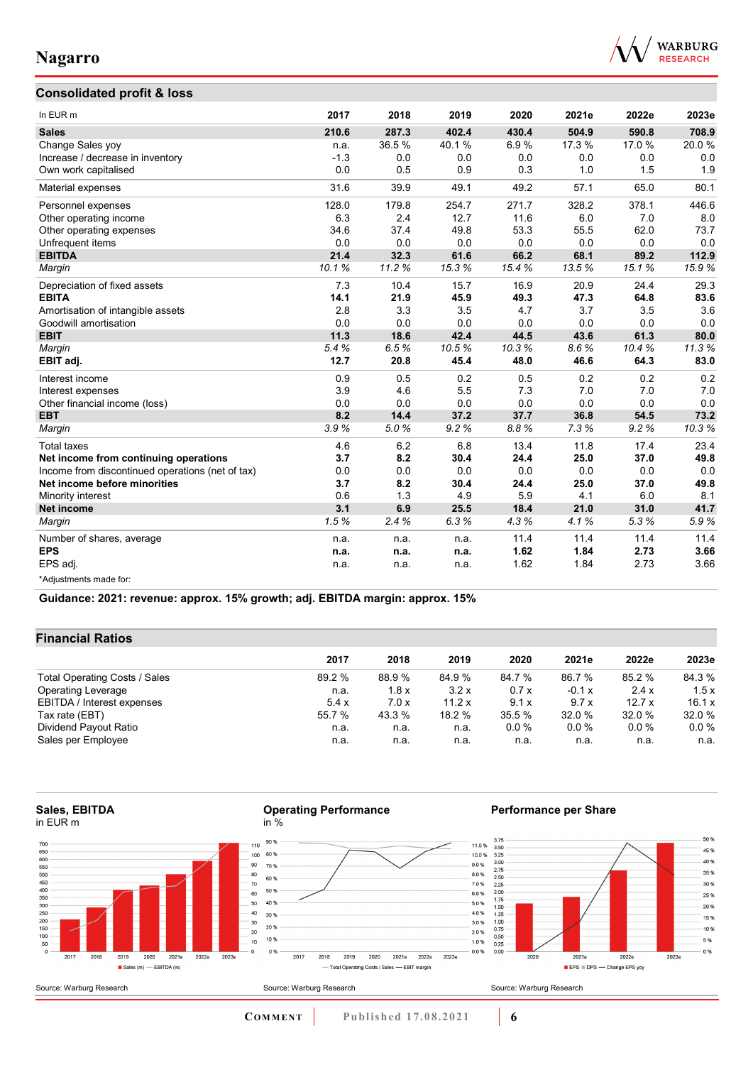## Consolidated profit & loss

| In EUR m | 2017 | 2018 | 2019 | 2020 | 2021e | 2022e | 2023e |
|---|---|---|---|---|---|---|---|
| **Sales** | **210.6** | **287.3** | **402.4** | **430.4** | **504.9** | **590.8** | **708.9** |
| Change Sales yoy | n.a. | 36.5 % | 40.1 % | 6.9 % | 17.3 % | 17.0 % | 20.0 % |
| Increase / decrease in inventory | -1.3 | 0.0 | 0.0 | 0.0 | 0.0 | 0.0 | 0.0 |
| Own work capitalised | 0.0 | 0.5 | 0.9 | 0.3 | 1.0 | 1.5 | 1.9 |
| Material expenses | 31.6 | 39.9 | 49.1 | 49.2 | 57.1 | 65.0 | 80.1 |
| Personnel expenses | 128.0 | 179.8 | 254.7 | 271.7 | 328.2 | 378.1 | 446.6 |
| Other operating income | 6.3 | 2.4 | 12.7 | 11.6 | 6.0 | 7.0 | 8.0 |
| Other operating expenses | 34.6 | 37.4 | 49.8 | 53.3 | 55.5 | 62.0 | 73.7 |
| Unfrequent items | 0.0 | 0.0 | 0.0 | 0.0 | 0.0 | 0.0 | 0.0 |
| **EBITDA** | **21.4** | **32.3** | **61.6** | **66.2** | **68.1** | **89.2** | **112.9** |
| *Margin* | *10.1 %* | *11.2 %* | *15.3 %* | *15.4 %* | *13.5 %* | *15.1 %* | *15.9 %* |
| Depreciation of fixed assets | 7.3 | 10.4 | 15.7 | 16.9 | 20.9 | 24.4 | 29.3 |
| **EBITA** | **14.1** | **21.9** | **45.9** | **49.3** | **47.3** | **64.8** | **83.6** |
| Amortisation of intangible assets | 2.8 | 3.3 | 3.5 | 4.7 | 3.7 | 3.5 | 3.6 |
| Goodwill amortisation | 0.0 | 0.0 | 0.0 | 0.0 | 0.0 | 0.0 | 0.0 |
| **EBIT** | **11.3** | **18.6** | **42.4** | **44.5** | **43.6** | **61.3** | **80.0** |
| *Margin* | *5.4 %* | *6.5 %* | *10.5 %* | *10.3 %* | *8.6 %* | *10.4 %* | *11.3 %* |
| **EBIT adj.** | **12.7** | **20.8** | **45.4** | **48.0** | **46.6** | **64.3** | **83.0** |
| Interest income | 0.9 | 0.5 | 0.2 | 0.5 | 0.2 | 0.2 | 0.2 |
| Interest expenses | 3.9 | 4.6 | 5.5 | 7.3 | 7.0 | 7.0 | 7.0 |
| Other financial income (loss) | 0.0 | 0.0 | 0.0 | 0.0 | 0.0 | 0.0 | 0.0 |
| **EBT** | **8.2** | **14.4** | **37.2** | **37.7** | **36.8** | **54.5** | **73.2** |
| *Margin* | *3.9 %* | *5.0 %* | *9.2 %* | *8.8 %* | *7.3 %* | *9.2 %* | *10.3 %* |
| Total taxes | 4.6 | 6.2 | 6.8 | 13.4 | 11.8 | 17.4 | 23.4 |
| **Net income from continuing operations** | **3.7** | **8.2** | **30.4** | **24.4** | **25.0** | **37.0** | **49.8** |
| Income from discontinued operations (net of tax) | 0.0 | 0.0 | 0.0 | 0.0 | 0.0 | 0.0 | 0.0 |
| **Net income before minorities** | **3.7** | **8.2** | **30.4** | **24.4** | **25.0** | **37.0** | **49.8** |
| Minority interest | 0.6 | 1.3 | 4.9 | 5.9 | 4.1 | 6.0 | 8.1 |
| **Net income** | **3.1** | **6.9** | **25.5** | **18.4** | **21.0** | **31.0** | **41.7** |
| *Margin* | *1.5 %* | *2.4 %* | *6.3 %* | *4.3 %* | *4.1 %* | *5.3 %* | *5.9 %* |
| Number of shares, average | n.a. | n.a. | n.a. | 11.4 | 11.4 | 11.4 | 11.4 |
| **EPS** | **n.a.** | **n.a.** | **n.a.** | **1.62** | **1.84** | **2.73** | **3.66** |
| EPS adj. | n.a. | n.a. | n.a. | 1.62 | 1.84 | 2.73 | 3.66 |

*Adjustments made for:

**Guidance: 2021: revenue: approx. 15% growth; adj. EBITDA margin: approx. 15%**

## Financial Ratios

| | 2017 | 2018 | 2019 | 2020 | 2021e | 2022e | 2023e |
|---|---|---|---|---|---|---|---|
| Total Operating Costs / Sales | 89.2 % | 88.9 % | 84.9 % | 84.7 % | 86.7 % | 85.2 % | 84.3 % |
| Operating Leverage | n.a. | 1.8 x | 3.2 x | 0.7 x | -0.1 x | 2.4 x | 1.5 x |
| EBITDA / Interest expenses | 5.4 x | 7.0 x | 11.2 x | 9.1 x | 9.7 x | 12.7 x | 16.1 x |
| Tax rate (EBT) | 55.7 % | 43.3 % | 18.2 % | 35.5 % | 32.0 % | 32.0 % | 32.0 % |
| Dividend Payout Ratio | n.a. | n.a. | n.a. | 0.0 % | 0.0 % | 0.0 % | 0.0 % |
| Sales per Employee | n.a. | n.a. | n.a. | n.a. | n.a. | n.a. | n.a. |

**Sales, EBITDA**
in EUR m

Source: Warburg Research

**Operating Performance**
in %

Source: Warburg Research

**Performance per Share**

Source: Warburg Research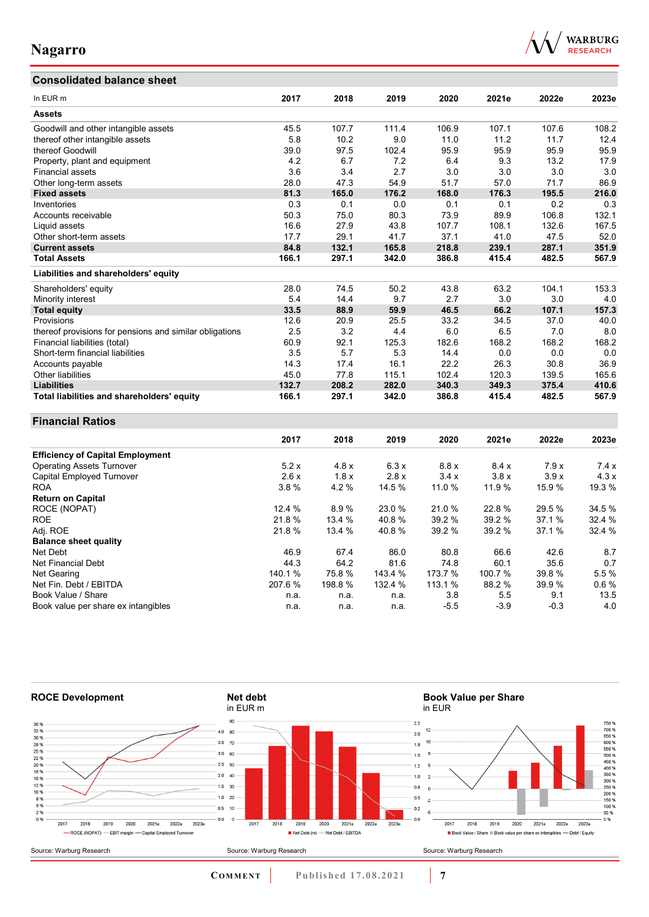## Consolidated balance sheet

| In EUR m | 2017 | 2018 | 2019 | 2020 | 2021e | 2022e | 2023e |
|---|---|---|---|---|---|---|---|
| **Assets** | | | | | | | |
| Goodwill and other intangible assets | 45.5 | 107.7 | 111.4 | 106.9 | 107.1 | 107.6 | 108.2 |
| thereof other intangible assets | 5.8 | 10.2 | 9.0 | 11.0 | 11.2 | 11.7 | 12.4 |
| thereof Goodwill | 39.0 | 97.5 | 102.4 | 95.9 | 95.9 | 95.9 | 95.9 |
| Property, plant and equipment | 4.2 | 6.7 | 7.2 | 6.4 | 9.3 | 13.2 | 17.9 |
| Financial assets | 3.6 | 3.4 | 2.7 | 3.0 | 3.0 | 3.0 | 3.0 |
| Other long-term assets | 28.0 | 47.3 | 54.9 | 51.7 | 57.0 | 71.7 | 86.9 |
| **Fixed assets** | **81.3** | **165.0** | **176.2** | **168.0** | **176.3** | **195.5** | **216.0** |
| Inventories | 0.3 | 0.1 | 0.0 | 0.1 | 0.1 | 0.2 | 0.3 |
| Accounts receivable | 50.3 | 75.0 | 80.3 | 73.9 | 89.9 | 106.8 | 132.1 |
| Liquid assets | 16.6 | 27.9 | 43.8 | 107.7 | 108.1 | 132.6 | 167.5 |
| Other short-term assets | 17.7 | 29.1 | 41.7 | 37.1 | 41.0 | 47.5 | 52.0 |
| **Current assets** | **84.8** | **132.1** | **165.8** | **218.8** | **239.1** | **287.1** | **351.9** |
| **Total Assets** | **166.1** | **297.1** | **342.0** | **386.8** | **415.4** | **482.5** | **567.9** |
| **Liabilities and shareholders' equity** | | | | | | | |
| Shareholders' equity | 28.0 | 74.5 | 50.2 | 43.8 | 63.2 | 104.1 | 153.3 |
| Minority interest | 5.4 | 14.4 | 9.7 | 2.7 | 3.0 | 3.0 | 4.0 |
| **Total equity** | **33.5** | **88.9** | **59.9** | **46.5** | **66.2** | **107.1** | **157.3** |
| Provisions | 12.6 | 20.9 | 25.5 | 33.2 | 34.5 | 37.0 | 40.0 |
| thereof provisions for pensions and similar obligations | 2.5 | 3.2 | 4.4 | 6.0 | 6.5 | 7.0 | 8.0 |
| Financial liabilities (total) | 60.9 | 92.1 | 125.3 | 182.6 | 168.2 | 168.2 | 168.2 |
| Short-term financial liabilities | 3.5 | 5.7 | 5.3 | 14.4 | 0.0 | 0.0 | 0.0 |
| Accounts payable | 14.3 | 17.4 | 16.1 | 22.2 | 26.3 | 30.8 | 36.9 |
| Other liabilities | 45.0 | 77.8 | 115.1 | 102.4 | 120.3 | 139.5 | 165.6 |
| **Liabilities** | **132.7** | **208.2** | **282.0** | **340.3** | **349.3** | **375.4** | **410.6** |
| **Total liabilities and shareholders' equity** | **166.1** | **297.1** | **342.0** | **386.8** | **415.4** | **482.5** | **567.9** |

## Financial Ratios

| | 2017 | 2018 | 2019 | 2020 | 2021e | 2022e | 2023e |
|---|---|---|---|---|---|---|---|
| **Efficiency of Capital Employment** | | | | | | | |
| Operating Assets Turnover | 5.2 x | 4.8 x | 6.3 x | 8.8 x | 8.4 x | 7.9 x | 7.4 x |
| Capital Employed Turnover | 2.6 x | 1.8 x | 2.8 x | 3.4 x | 3.8 x | 3.9 x | 4.3 x |
| ROA | 3.8 % | 4.2 % | 14.5 % | 11.0 % | 11.9 % | 15.9 % | 19.3 % |
| **Return on Capital** | | | | | | | |
| ROCE (NOPAT) | 12.4 % | 8.9 % | 23.0 % | 21.0 % | 22.8 % | 29.5 % | 34.5 % |
| ROE | 21.8 % | 13.4 % | 40.8 % | 39.2 % | 39.2 % | 37.1 % | 32.4 % |
| Adj. ROE | 21.8 % | 13.4 % | 40.8 % | 39.2 % | 39.2 % | 37.1 % | 32.4 % |
| **Balance sheet quality** | | | | | | | |
| Net Debt | 46.9 | 67.4 | 86.0 | 80.8 | 66.6 | 42.6 | 8.7 |
| Net Financial Debt | 44.3 | 64.2 | 81.6 | 74.8 | 60.1 | 35.6 | 0.7 |
| Net Gearing | 140.1 % | 75.8 % | 143.4 % | 173.7 % | 100.7 % | 39.8 % | 5.5 % |
| Net Fin. Debt / EBITDA | 207.6 % | 198.8 % | 132.4 % | 113.1 % | 88.2 % | 39.9 % | 0.6 % |
| Book Value / Share | n.a. | n.a. | n.a. | 3.8 | 5.5 | 9.1 | 13.5 |
| Book value per share ex intangibles | n.a. | n.a. | n.a. | -5.5 | -3.9 | -0.3 | 4.0 |

**ROCE Development**

Source: Warburg Research

**Net debt**
in EUR m

Source: Warburg Research

**Book Value per Share**
in EUR

Source: Warburg Research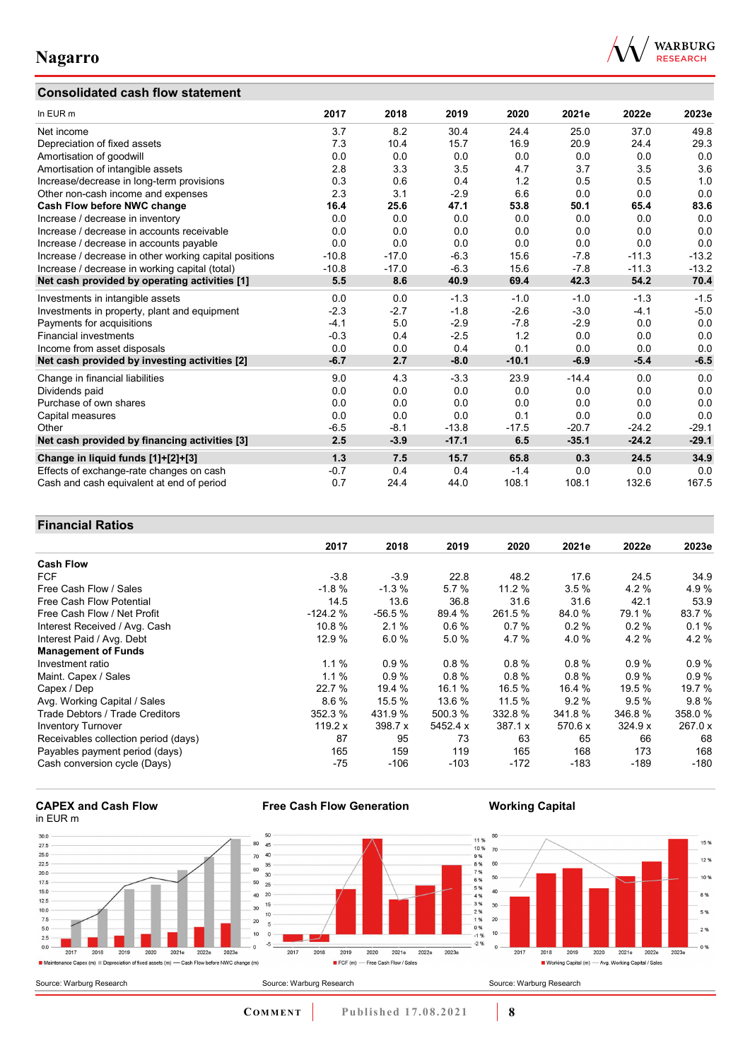## Consolidated cash flow statement

| In EUR m | 2017 | 2018 | 2019 | 2020 | 2021e | 2022e | 2023e |
|---|---|---|---|---|---|---|---|
| Net income | 3.7 | 8.2 | 30.4 | 24.4 | 25.0 | 37.0 | 49.8 |
| Depreciation of fixed assets | 7.3 | 10.4 | 15.7 | 16.9 | 20.9 | 24.4 | 29.3 |
| Amortisation of goodwill | 0.0 | 0.0 | 0.0 | 0.0 | 0.0 | 0.0 | 0.0 |
| Amortisation of intangible assets | 2.8 | 3.3 | 3.5 | 4.7 | 3.7 | 3.5 | 3.6 |
| Increase/decrease in long-term provisions | 0.3 | 0.6 | 0.4 | 1.2 | 0.5 | 0.5 | 1.0 |
| Other non-cash income and expenses | 2.3 | 3.1 | -2.9 | 6.6 | 0.0 | 0.0 | 0.0 |
| **Cash Flow before NWC change** | **16.4** | **25.6** | **47.1** | **53.8** | **50.1** | **65.4** | **83.6** |
| Increase / decrease in inventory | 0.0 | 0.0 | 0.0 | 0.0 | 0.0 | 0.0 | 0.0 |
| Increase / decrease in accounts receivable | 0.0 | 0.0 | 0.0 | 0.0 | 0.0 | 0.0 | 0.0 |
| Increase / decrease in accounts payable | 0.0 | 0.0 | 0.0 | 0.0 | 0.0 | 0.0 | 0.0 |
| Increase / decrease in other working capital positions | -10.8 | -17.0 | -6.3 | 15.6 | -7.8 | -11.3 | -13.2 |
| Increase / decrease in working capital (total) | -10.8 | -17.0 | -6.3 | 15.6 | -7.8 | -11.3 | -13.2 |
| **Net cash provided by operating activities [1]** | **5.5** | **8.6** | **40.9** | **69.4** | **42.3** | **54.2** | **70.4** |
| Investments in intangible assets | 0.0 | 0.0 | -1.3 | -1.0 | -1.0 | -1.3 | -1.5 |
| Investments in property, plant and equipment | -2.3 | -2.7 | -1.8 | -2.6 | -3.0 | -4.1 | -5.0 |
| Payments for acquisitions | -4.1 | 5.0 | -2.9 | -7.8 | -2.9 | 0.0 | 0.0 |
| Financial investments | -0.3 | 0.4 | -2.5 | 1.2 | 0.0 | 0.0 | 0.0 |
| Income from asset disposals | 0.0 | 0.0 | 0.4 | 0.1 | 0.0 | 0.0 | 0.0 |
| **Net cash provided by investing activities [2]** | **-6.7** | **2.7** | **-8.0** | **-10.1** | **-6.9** | **-5.4** | **-6.5** |
| Change in financial liabilities | 9.0 | 4.3 | -3.3 | 23.9 | -14.4 | 0.0 | 0.0 |
| Dividends paid | 0.0 | 0.0 | 0.0 | 0.0 | 0.0 | 0.0 | 0.0 |
| Purchase of own shares | 0.0 | 0.0 | 0.0 | 0.0 | 0.0 | 0.0 | 0.0 |
| Capital measures | 0.0 | 0.0 | 0.0 | 0.1 | 0.0 | 0.0 | 0.0 |
| Other | -6.5 | -8.1 | -13.8 | -17.5 | -20.7 | -24.2 | -29.1 |
| **Net cash provided by financing activities [3]** | **2.5** | **-3.9** | **-17.1** | **6.5** | **-35.1** | **-24.2** | **-29.1** |
| **Change in liquid funds [1]+[2]+[3]** | **1.3** | **7.5** | **15.7** | **65.8** | **0.3** | **24.5** | **34.9** |
| Effects of exchange-rate changes on cash | -0.7 | 0.4 | 0.4 | -1.4 | 0.0 | 0.0 | 0.0 |
| Cash and cash equivalent at end of period | 0.7 | 24.4 | 44.0 | 108.1 | 108.1 | 132.6 | 167.5 |

## Financial Ratios

| | 2017 | 2018 | 2019 | 2020 | 2021e | 2022e | 2023e |
|---|---|---|---|---|---|---|---|
| **Cash Flow** | | | | | | | |
| FCF | -3.8 | -3.9 | 22.8 | 48.2 | 17.6 | 24.5 | 34.9 |
| Free Cash Flow / Sales | -1.8 % | -1.3 % | 5.7 % | 11.2 % | 3.5 % | 4.2 % | 4.9 % |
| Free Cash Flow Potential | 14.5 | 13.6 | 36.8 | 31.6 | 31.6 | 42.1 | 53.9 |
| Free Cash Flow / Net Profit | -124.2 % | -56.5 % | 89.4 % | 261.5 % | 84.0 % | 79.1 % | 83.7 % |
| Interest Received / Avg. Cash | 10.8 % | 2.1 % | 0.6 % | 0.7 % | 0.2 % | 0.2 % | 0.1 % |
| Interest Paid / Avg. Debt | 12.9 % | 6.0 % | 5.0 % | 4.7 % | 4.0 % | 4.2 % | 4.2 % |
| **Management of Funds** | | | | | | | |
| Investment ratio | 1.1 % | 0.9 % | 0.8 % | 0.8 % | 0.8 % | 0.9 % | 0.9 % |
| Maint. Capex / Sales | 1.1 % | 0.9 % | 0.8 % | 0.8 % | 0.8 % | 0.9 % | 0.9 % |
| Capex / Dep | 22.7 % | 19.4 % | 16.1 % | 16.5 % | 16.4 % | 19.5 % | 19.7 % |
| Avg. Working Capital / Sales | 8.6 % | 15.5 % | 13.6 % | 11.5 % | 9.2 % | 9.5 % | 9.8 % |
| Trade Debtors / Trade Creditors | 352.3 % | 431.9 % | 500.3 % | 332.8 % | 341.8 % | 346.8 % | 358.0 % |
| Inventory Turnover | 119.2 x | 398.7 x | 5452.4 x | 387.1 x | 570.6 x | 324.9 x | 267.0 x |
| Receivables collection period (days) | 87 | 95 | 73 | 63 | 65 | 66 | 68 |
| Payables payment period (days) | 165 | 159 | 119 | 165 | 168 | 173 | 168 |
| Cash conversion cycle (Days) | -75 | -106 | -103 | -172 | -183 | -189 | -180 |

**CAPEX and Cash Flow**
in EUR m

Source: Warburg Research

**Free Cash Flow Generation**

Source: Warburg Research

**Working Capital**

Source: Warburg Research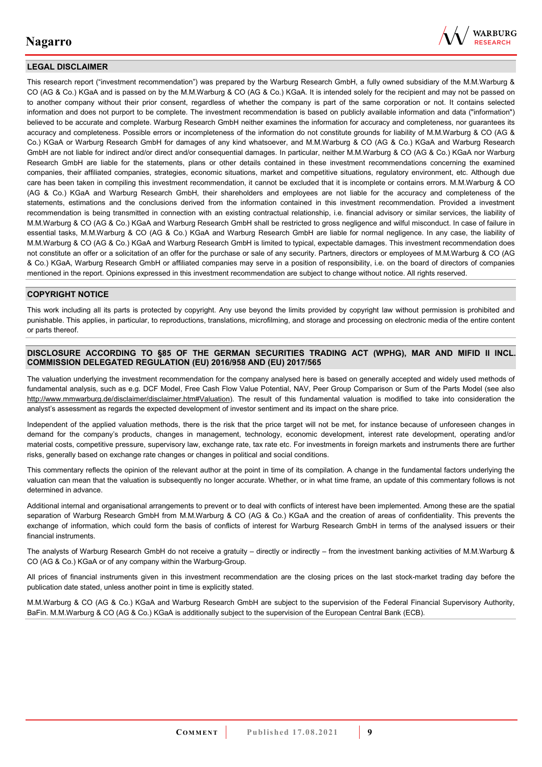## LEGAL DISCLAIMER

This research report ("investment recommendation") was prepared by the Warburg Research GmbH, a fully owned subsidiary of the M.M.Warburg & CO (AG & Co.) KGaA and is passed on by the M.M.Warburg & CO (AG & Co.) KGaA. It is intended solely for the recipient and may not be passed on to another company without their prior consent, regardless of whether the company is part of the same corporation or not. It contains selected information and does not purport to be complete. The investment recommendation is based on publicly available information and data ("information") believed to be accurate and complete. Warburg Research GmbH neither examines the information for accuracy and completeness, nor guarantees its accuracy and completeness. Possible errors or incompleteness of the information do not constitute grounds for liability of M.M.Warburg & CO (AG & Co.) KGaA or Warburg Research GmbH for damages of any kind whatsoever, and M.M.Warburg & CO (AG & Co.) KGaA and Warburg Research GmbH are not liable for indirect and/or direct and/or consequential damages. In particular, neither M.M.Warburg & CO (AG & Co.) KGaA nor Warburg Research GmbH are liable for the statements, plans or other details contained in these investment recommendations concerning the examined companies, their affiliated companies, strategies, economic situations, market and competitive situations, regulatory environment, etc. Although due care has been taken in compiling this investment recommendation, it cannot be excluded that it is incomplete or contains errors. M.M.Warburg & CO (AG & Co.) KGaA and Warburg Research GmbH, their shareholders and employees are not liable for the accuracy and completeness of the statements, estimations and the conclusions derived from the information contained in this investment recommendation. Provided a investment recommendation is being transmitted in connection with an existing contractual relationship, i.e. financial advisory or similar services, the liability of M.M.Warburg & CO (AG & Co.) KGaA and Warburg Research GmbH shall be restricted to gross negligence and wilful misconduct. In case of failure in essential tasks, M.M.Warburg & CO (AG & Co.) KGaA and Warburg Research GmbH are liable for normal negligence. In any case, the liability of M.M.Warburg & CO (AG & Co.) KGaA and Warburg Research GmbH is limited to typical, expectable damages. This investment recommendation does not constitute an offer or a solicitation of an offer for the purchase or sale of any security. Partners, directors or employees of M.M.Warburg & CO (AG & Co.) KGaA, Warburg Research GmbH or affiliated companies may serve in a position of responsibility, i.e. on the board of directors of companies mentioned in the report. Opinions expressed in this investment recommendation are subject to change without notice. All rights reserved.

## COPYRIGHT NOTICE

This work including all its parts is protected by copyright. Any use beyond the limits provided by copyright law without permission is prohibited and punishable. This applies, in particular, to reproductions, translations, microfilming, and storage and processing on electronic media of the entire content or parts thereof.

## DISCLOSURE ACCORDING TO §85 OF THE GERMAN SECURITIES TRADING ACT (WPHG), MAR AND MIFID II INCL. COMMISSION DELEGATED REGULATION (EU) 2016/958 AND (EU) 2017/565

The valuation underlying the investment recommendation for the company analysed here is based on generally accepted and widely used methods of fundamental analysis, such as e.g. DCF Model, Free Cash Flow Value Potential, NAV, Peer Group Comparison or Sum of the Parts Model (see also http://www.mmwarburg.de/disclaimer/disclaimer.htm#Valuation). The result of this fundamental valuation is modified to take into consideration the analyst's assessment as regards the expected development of investor sentiment and its impact on the share price.

Independent of the applied valuation methods, there is the risk that the price target will not be met, for instance because of unforeseen changes in demand for the company's products, changes in management, technology, economic development, interest rate development, operating and/or material costs, competitive pressure, supervisory law, exchange rate, tax rate etc. For investments in foreign markets and instruments there are further risks, generally based on exchange rate changes or changes in political and social conditions.

This commentary reflects the opinion of the relevant author at the point in time of its compilation. A change in the fundamental factors underlying the valuation can mean that the valuation is subsequently no longer accurate. Whether, or in what time frame, an update of this commentary follows is not determined in advance.

Additional internal and organisational arrangements to prevent or to deal with conflicts of interest have been implemented. Among these are the spatial separation of Warburg Research GmbH from M.M.Warburg & CO (AG & Co.) KGaA and the creation of areas of confidentiality. This prevents the exchange of information, which could form the basis of conflicts of interest for Warburg Research GmbH in terms of the analysed issuers or their financial instruments.

The analysts of Warburg Research GmbH do not receive a gratuity – directly or indirectly – from the investment banking activities of M.M.Warburg & CO (AG & Co.) KGaA or of any company within the Warburg-Group.

All prices of financial instruments given in this investment recommendation are the closing prices on the last stock-market trading day before the publication date stated, unless another point in time is explicitly stated.

M.M.Warburg & CO (AG & Co.) KGaA and Warburg Research GmbH are subject to the supervision of the Federal Financial Supervisory Authority, BaFin. M.M.Warburg & CO (AG & Co.) KGaA is additionally subject to the supervision of the European Central Bank (ECB).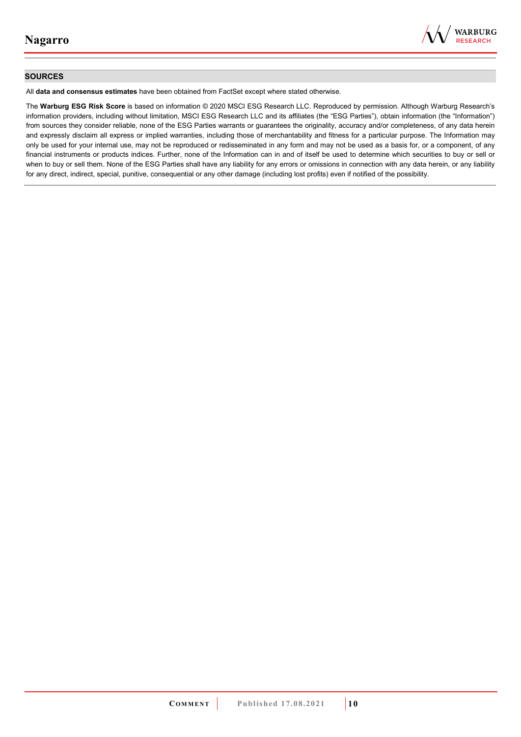## SOURCES

All **data and consensus estimates** have been obtained from FactSet except where stated otherwise.

The **Warburg ESG Risk Score** is based on information © 2020 MSCI ESG Research LLC. Reproduced by permission. Although Warburg Research's information providers, including without limitation, MSCI ESG Research LLC and its affiliates (the "ESG Parties"), obtain information (the "Information") from sources they consider reliable, none of the ESG Parties warrants or guarantees the originality, accuracy and/or completeness, of any data herein and expressly disclaim all express or implied warranties, including those of merchantability and fitness for a particular purpose. The Information may only be used for your internal use, may not be reproduced or redisseminated in any form and may not be used as a basis for, or a component, of any financial instruments or products indices. Further, none of the Information can in and of itself be used to determine which securities to buy or sell or when to buy or sell them. None of the ESG Parties shall have any liability for any errors or omissions in connection with any data herein, or any liability for any direct, indirect, special, punitive, consequential or any other damage (including lost profits) even if notified of the possibility.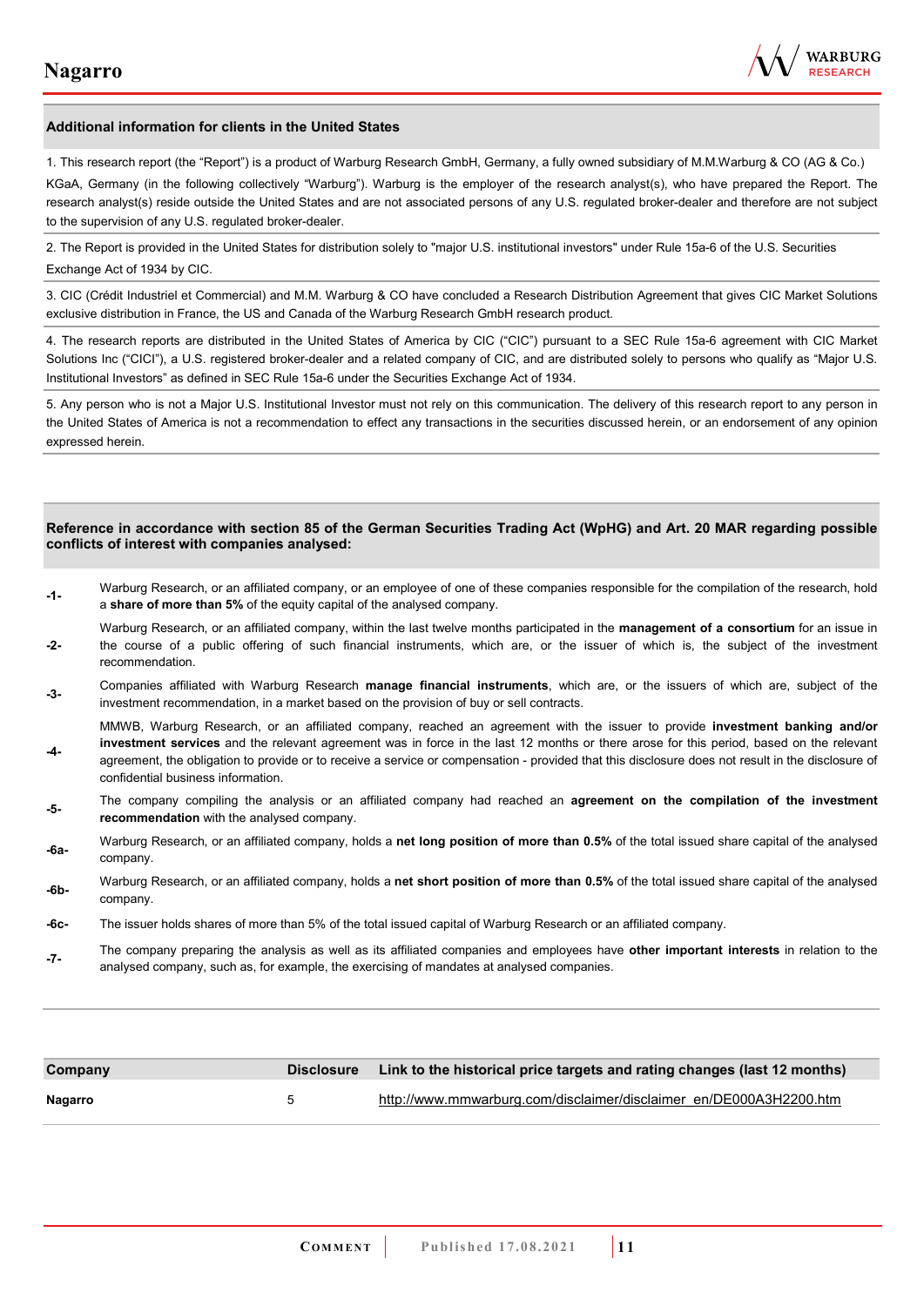## Additional information for clients in the United States

1. This research report (the "Report") is a product of Warburg Research GmbH, Germany, a fully owned subsidiary of M.M.Warburg & CO (AG & Co.) KGaA, Germany (in the following collectively "Warburg"). Warburg is the employer of the research analyst(s), who have prepared the Report. The research analyst(s) reside outside the United States and are not associated persons of any U.S. regulated broker-dealer and therefore are not subject to the supervision of any U.S. regulated broker-dealer.

2. The Report is provided in the United States for distribution solely to "major U.S. institutional investors" under Rule 15a-6 of the U.S. Securities Exchange Act of 1934 by CIC.

3. CIC (Crédit Industriel et Commercial) and M.M. Warburg & CO have concluded a Research Distribution Agreement that gives CIC Market Solutions exclusive distribution in France, the US and Canada of the Warburg Research GmbH research product.

4. The research reports are distributed in the United States of America by CIC ("CIC") pursuant to a SEC Rule 15a-6 agreement with CIC Market Solutions Inc ("CICI"), a U.S. registered broker-dealer and a related company of CIC, and are distributed solely to persons who qualify as "Major U.S. Institutional Investors" as defined in SEC Rule 15a-6 under the Securities Exchange Act of 1934.

5. Any person who is not a Major U.S. Institutional Investor must not rely on this communication. The delivery of this research report to any person in the United States of America is not a recommendation to effect any transactions in the securities discussed herein, or an endorsement of any opinion expressed herein.

## Reference in accordance with section 85 of the German Securities Trading Act (WpHG) and Art. 20 MAR regarding possible conflicts of interest with companies analysed:

| | |
|---|---|
| -1- | Warburg Research, or an affiliated company, or an employee of one of these companies responsible for the compilation of the research, hold a **share of more than 5%** of the equity capital of the analysed company. |
| -2- | Warburg Research, or an affiliated company, within the last twelve months participated in the **management of a consortium** for an issue in the course of a public offering of such financial instruments, which are, or the issuer of which is, the subject of the investment recommendation. |
| -3- | Companies affiliated with Warburg Research **manage financial instruments**, which are, or the issuers of which are, subject of the investment recommendation, in a market based on the provision of buy or sell contracts. |
| -4- | MMWB, Warburg Research, or an affiliated company, reached an agreement with the issuer to provide **investment banking and/or investment services** and the relevant agreement was in force in the last 12 months or there arose for this period, based on the relevant agreement, the obligation to provide or to receive a service or compensation - provided that this disclosure does not result in the disclosure of confidential business information. |
| -5- | The company compiling the analysis or an affiliated company had reached an **agreement on the compilation of the investment recommendation** with the analysed company. |
| -6a- | Warburg Research, or an affiliated company, holds a **net long position of more than 0.5%** of the total issued share capital of the analysed company. |
| -6b- | Warburg Research, or an affiliated company, holds a **net short position of more than 0.5%** of the total issued share capital of the analysed company. |
| -6c- | The issuer holds shares of more than 5% of the total issued capital of Warburg Research or an affiliated company. |
| -7- | The company preparing the analysis as well as its affiliated companies and employees have **other important interests** in relation to the analysed company, such as, for example, the exercising of mandates at analysed companies. |

| Company | Disclosure | Link to the historical price targets and rating changes (last 12 months) |
|---|---|---|
| **Nagarro** | 5 | http://www.mmwarburg.com/disclaimer/disclaimer_en/DE000A3H2200.htm |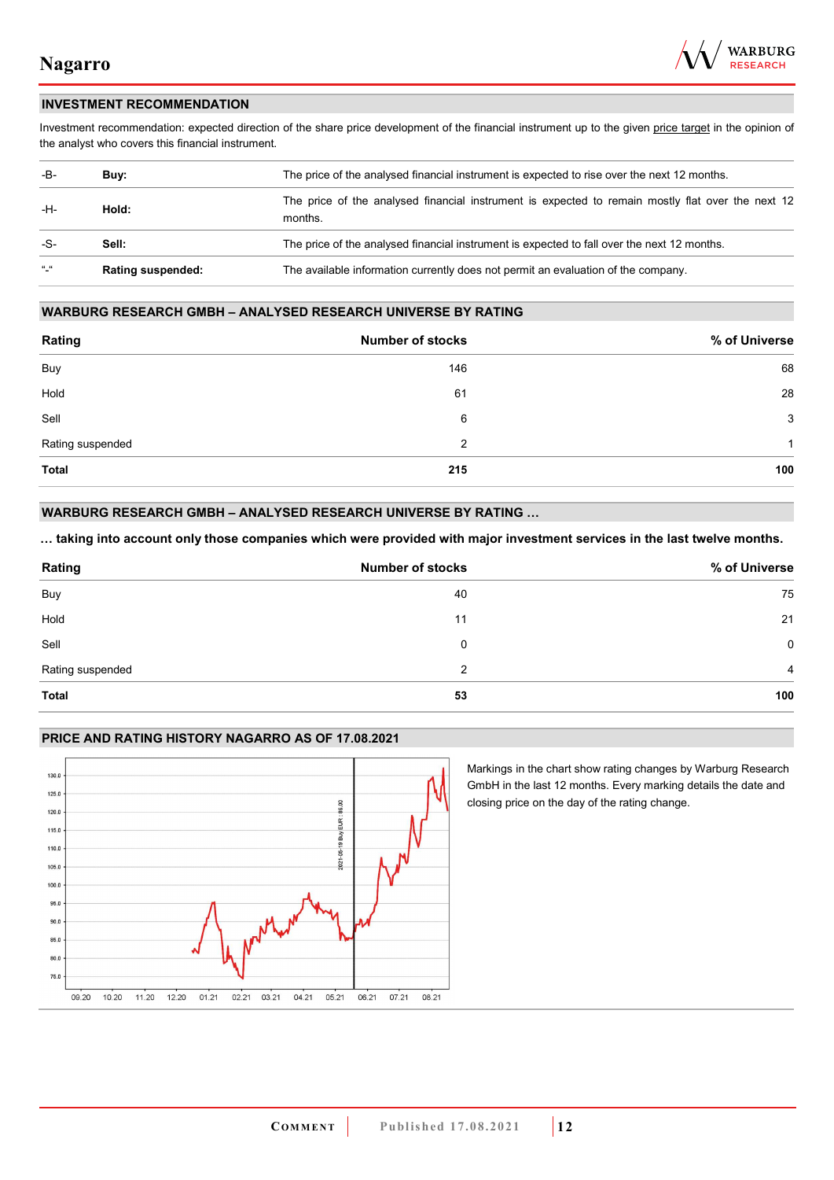## INVESTMENT RECOMMENDATION

Investment recommendation: expected direction of the share price development of the financial instrument up to the given price target in the opinion of the analyst who covers this financial instrument.

| | | |
|---|---|---|
| -B- | **Buy:** | The price of the analysed financial instrument is expected to rise over the next 12 months. |
| -H- | **Hold:** | The price of the analysed financial instrument is expected to remain mostly flat over the next 12 months. |
| -S- | **Sell:** | The price of the analysed financial instrument is expected to fall over the next 12 months. |
| "-" | **Rating suspended:** | The available information currently does not permit an evaluation of the company. |

## WARBURG RESEARCH GMBH – ANALYSED RESEARCH UNIVERSE BY RATING

| Rating | Number of stocks | % of Universe |
|---|---|---|
| Buy | 146 | 68 |
| Hold | 61 | 28 |
| Sell | 6 | 3 |
| Rating suspended | 2 | 1 |
| **Total** | **215** | **100** |

## WARBURG RESEARCH GMBH – ANALYSED RESEARCH UNIVERSE BY RATING …

**… taking into account only those companies which were provided with major investment services in the last twelve months.**

| Rating | Number of stocks | % of Universe |
|---|---|---|
| Buy | 40 | 75 |
| Hold | 11 | 21 |
| Sell | 0 | 0 |
| Rating suspended | 2 | 4 |
| **Total** | **53** | **100** |

## PRICE AND RATING HISTORY NAGARRO AS OF 17.08.2021

Markings in the chart show rating changes by Warburg Research GmbH in the last 12 months. Every marking details the date and closing price on the day of the rating change.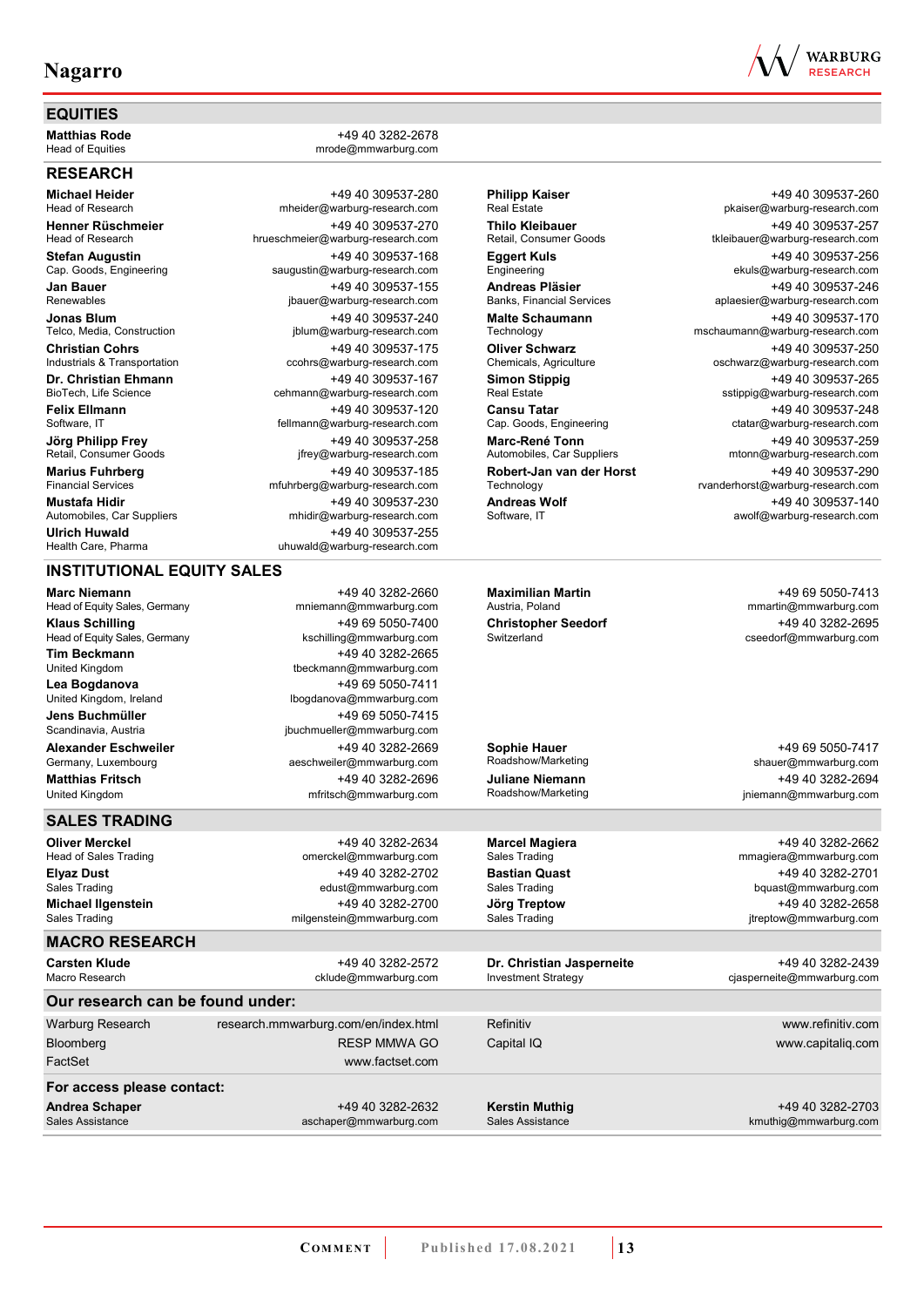## EQUITIES

**Matthias Rode**
Head of Equities
+49 40 3282-2678
mrode@mmwarburg.com

## RESEARCH

| | | | |
|---|---|---|---|
| **Michael Heider**<br>Head of Research | +49 40 309537-280<br>mheider@warburg-research.com | **Philipp Kaiser**<br>Real Estate | +49 40 309537-260<br>pkaiser@warburg-research.com |
| **Henner Rüschmeier**<br>Head of Research | +49 40 309537-270<br>hrueschmeier@warburg-research.com | **Thilo Kleibauer**<br>Retail, Consumer Goods | +49 40 309537-257<br>tkleibauer@warburg-research.com |
| **Stefan Augustin**<br>Cap. Goods, Engineering | +49 40 309537-168<br>saugustin@warburg-research.com | **Eggert Kuls**<br>Engineering | +49 40 309537-256<br>ekuls@warburg-research.com |
| **Jan Bauer**<br>Renewables | +49 40 309537-155<br>jbauer@warburg-research.com | **Andreas Pläsier**<br>Banks, Financial Services | +49 40 309537-246<br>aplaesier@warburg-research.com |
| **Jonas Blum**<br>Telco, Media, Construction | +49 40 309537-240<br>jblum@warburg-research.com | **Malte Schaumann**<br>Technology | +49 40 309537-170<br>mschaumann@warburg-research.com |
| **Christian Cohrs**<br>Industrials & Transportation | +49 40 309537-175<br>ccohrs@warburg-research.com | **Oliver Schwarz**<br>Chemicals, Agriculture | +49 40 309537-250<br>oschwarz@warburg-research.com |
| **Dr. Christian Ehmann**<br>BioTech, Life Science | +49 40 309537-167<br>cehmann@warburg-research.com | **Simon Stippig**<br>Real Estate | +49 40 309537-265<br>sstippig@warburg-research.com |
| **Felix Ellmann**<br>Software, IT | +49 40 309537-120<br>fellmann@warburg-research.com | **Cansu Tatar**<br>Cap. Goods, Engineering | +49 40 309537-248<br>ctatar@warburg-research.com |
| **Jörg Philipp Frey**<br>Retail, Consumer Goods | +49 40 309537-258<br>jfrey@warburg-research.com | **Marc-René Tonn**<br>Automobiles, Car Suppliers | +49 40 309537-259<br>mtonn@warburg-research.com |
| **Marius Fuhrberg**<br>Financial Services | +49 40 309537-185<br>mfuhrberg@warburg-research.com | **Robert-Jan van der Horst**<br>Technology | +49 40 309537-290<br>rvanderhorst@warburg-research.com |
| **Mustafa Hidir**<br>Automobiles, Car Suppliers | +49 40 309537-230<br>mhidir@warburg-research.com | **Andreas Wolf**<br>Software, IT | +49 40 309537-140<br>awolf@warburg-research.com |
| **Ulrich Huwald**<br>Health Care, Pharma | +49 40 309537-255<br>uhuwald@warburg-research.com | | |

## INSTITUTIONAL EQUITY SALES

| | | | |
|---|---|---|---|
| **Marc Niemann**<br>Head of Equity Sales, Germany | +49 40 3282-2660<br>mniemann@mmwarburg.com | **Maximilian Martin**<br>Austria, Poland | +49 69 5050-7413<br>mmartin@mmwarburg.com |
| **Klaus Schilling**<br>Head of Equity Sales, Germany | +49 69 5050-7400<br>kschilling@mmwarburg.com | **Christopher Seedorf**<br>Switzerland | +49 40 3282-2695<br>cseedorf@mmwarburg.com |
| **Tim Beckmann**<br>United Kingdom | +49 40 3282-2665<br>tbeckmann@mmwarburg.com | | |
| **Lea Bogdanova**<br>United Kingdom, Ireland | +49 69 5050-7411<br>lbogdanova@mmwarburg.com | | |
| **Jens Buchmüller**<br>Scandinavia, Austria | +49 69 5050-7415<br>jbuchmueller@mmwarburg.com | | |
| **Alexander Eschweiler**<br>Germany, Luxembourg | +49 40 3282-2669<br>aeschweiler@mmwarburg.com | **Sophie Hauer**<br>Roadshow/Marketing | +49 69 5050-7417<br>shauer@mmwarburg.com |
| **Matthias Fritsch**<br>United Kingdom | +49 40 3282-2696<br>mfritsch@mmwarburg.com | **Juliane Niemann**<br>Roadshow/Marketing | +49 40 3282-2694<br>jniemann@mmwarburg.com |

## SALES TRADING

| | | | |
|---|---|---|---|
| **Oliver Merckel**<br>Head of Sales Trading | +49 40 3282-2634<br>omerckel@mmwarburg.com | **Marcel Magiera**<br>Sales Trading | +49 40 3282-2662<br>mmagiera@mmwarburg.com |
| **Elyaz Dust**<br>Sales Trading | +49 40 3282-2702<br>edust@mmwarburg.com | **Bastian Quast**<br>Sales Trading | +49 40 3282-2701<br>bquast@mmwarburg.com |
| **Michael Ilgenstein**<br>Sales Trading | +49 40 3282-2700<br>milgenstein@mmwarburg.com | **Jörg Treptow**<br>Sales Trading | +49 40 3282-2658<br>jtreptow@mmwarburg.com |

## MACRO RESEARCH

| | | | |
|---|---|---|---|
| **Carsten Klude**<br>Macro Research | +49 40 3282-2572<br>cklude@mmwarburg.com | **Dr. Christian Jasperneite**<br>Investment Strategy | +49 40 3282-2439<br>cjasperneite@mmwarburg.com |

## Our research can be found under:

| | | | |
|---|---|---|---|
| Warburg Research | research.mmwarburg.com/en/index.html | Refinitiv | www.refinitiv.com |
| Bloomberg | RESP MMWA GO | Capital IQ | www.capitaliq.com |
| FactSet | www.factset.com | | |

### For access please contact:

| | | | |
|---|---|---|---|
| **Andrea Schaper**<br>Sales Assistance | +49 40 3282-2632<br>aschaper@mmwarburg.com | **Kerstin Muthig**<br>Sales Assistance | +49 40 3282-2703<br>kmuthig@mmwarburg.com |